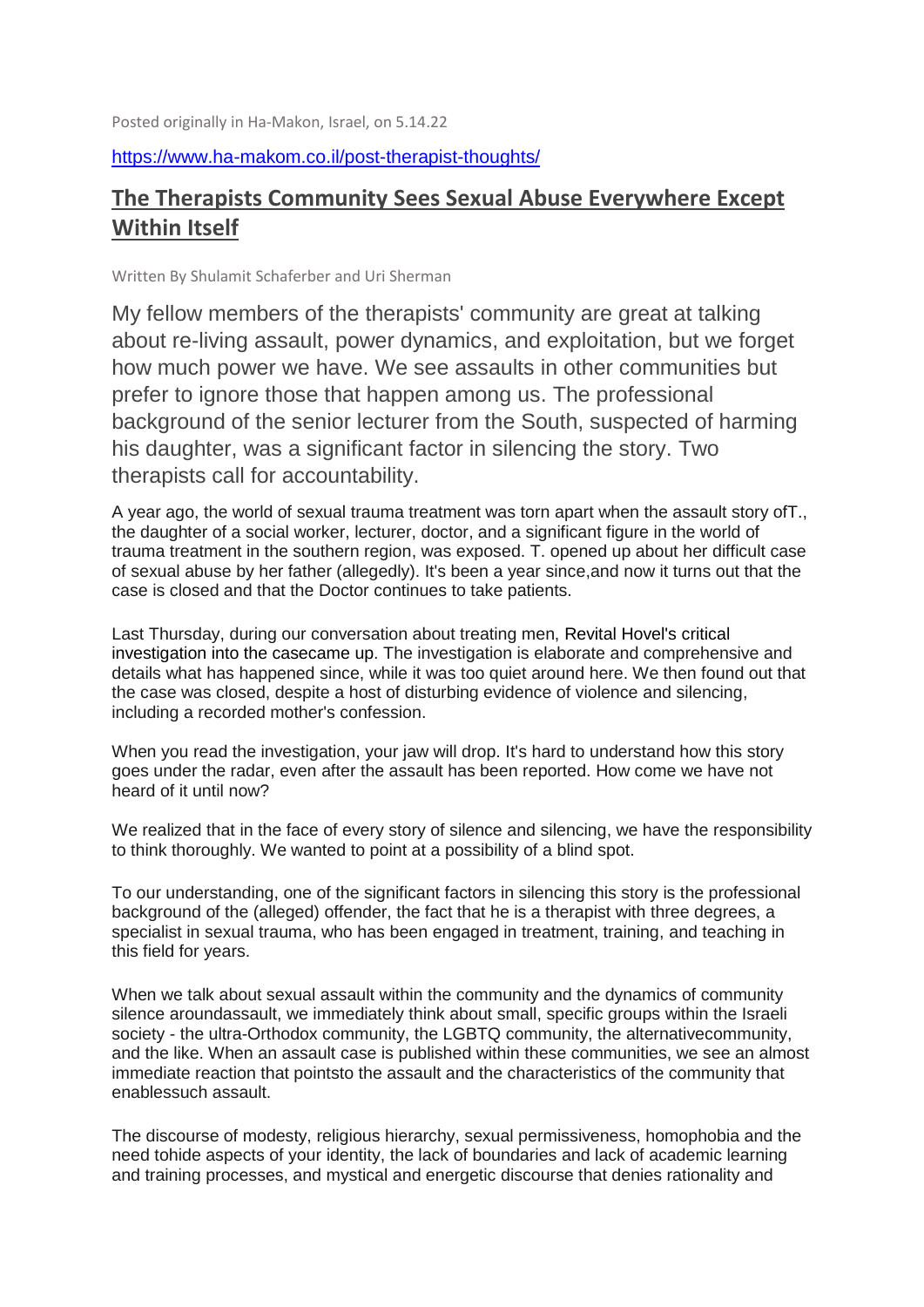Posted originally in Ha-Makon, Israel, on 5.14.22

https://www.ha-makom.co.il/post-therapist-thoughts/

# The Therapists Community Sees Sexual Abuse Everywhere Except Within Itself

Written By Shulamit Schaferber and Uri Sherman

My fellow members of the therapists' community are great at talking about re-living assault, power dynamics, and exploitation, but we forget how much power we have. We see assaults in other communities but prefer to ignore those that happen among us. The professional background of the senior lecturer from the South, suspected of harming his daughter, was a significant factor in silencing the story. Two therapists call for accountability.

A year ago, the world of sexual trauma treatment was torn apart when the assault story ofT., the daughter of a social worker, lecturer, doctor, and a significant figure in the world of trauma treatment in the southern region, was exposed. T. opened up about her difficult case of sexual abuse by her father (allegedly). It's been a year since,and now it turns out that the case is closed and that the Doctor continues to take patients.

Last Thursday, during our conversation about treating men, Revital Hovel's critical investigation into the casecame up. The investigation is elaborate and comprehensive and details what has happened since, while it was too quiet around here. We then found out that the case was closed, despite a host of disturbing evidence of violence and silencing, including a recorded mother's confession.

When you read the investigation, your jaw will drop. It's hard to understand how this story goes under the radar, even after the assault has been reported. How come we have not heard of it until now?

We realized that in the face of every story of silence and silencing, we have the responsibility to think thoroughly. We wanted to point at a possibility of a blind spot.

To our understanding, one of the significant factors in silencing this story is the professional background of the (alleged) offender, the fact that he is a therapist with three degrees, a specialist in sexual trauma, who has been engaged in treatment, training, and teaching in this field for years.

When we talk about sexual assault within the community and the dynamics of community silence aroundassault, we immediately think about small, specific groups within the Israeli society - the ultra-Orthodox community, the LGBTQ community, the alternativecommunity, and the like. When an assault case is published within these communities, we see an almost immediate reaction that pointsto the assault and the characteristics of the community that enablessuch assault.

The discourse of modesty, religious hierarchy, sexual permissiveness, homophobia and the need tohide aspects of your identity, the lack of boundaries and lack of academic learning and training processes, and mystical and energetic discourse that denies rationality and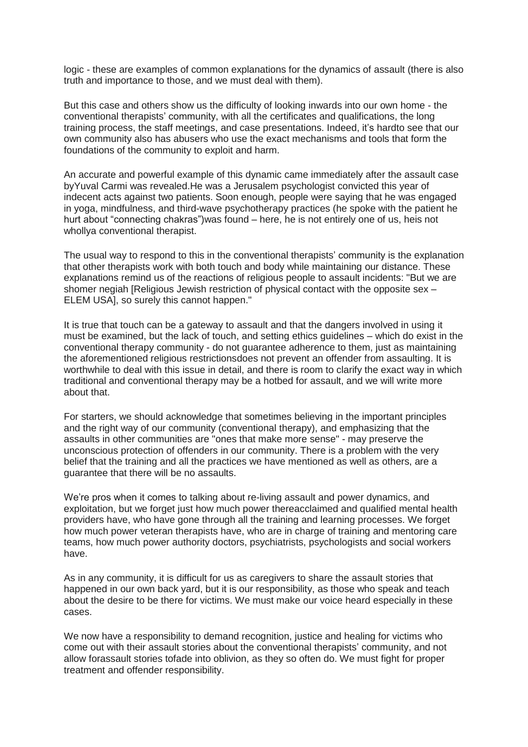logic - these are examples of common explanations for the dynamics of assault (there is also truth and importance to those, and we must deal with them).

But this case and others show us the difficulty of looking inwards into our own home - the conventional therapists' community, with all the certificates and qualifications, the long training process, the staff meetings, and case presentations. Indeed, it's hardto see that our own community also has abusers who use the exact mechanisms and tools that form the foundations of the community to exploit and harm.

An accurate and powerful example of this dynamic came immediately after the assault case byYuval Carmi was revealed.He was a Jerusalem psychologist convicted this year of indecent acts against two patients. Soon enough, people were saying that he was engaged in yoga, mindfulness, and third-wave psychotherapy practices (he spoke with the patient he hurt about "connecting chakras")was found – here, he is not entirely one of us, heis not whollya conventional therapist.

The usual way to respond to this in the conventional therapists' community is the explanation that other therapists work with both touch and body while maintaining our distance. These explanations remind us of the reactions of religious people to assault incidents: "But we are shomer negiah [Religious Jewish restriction of physical contact with the opposite sex – ELEM USA], so surely this cannot happen."

It is true that touch can be a gateway to assault and that the dangers involved in using it must be examined, but the lack of touch, and setting ethics guidelines – which do exist in the conventional therapy community - do not guarantee adherence to them, just as maintaining the aforementioned religious restrictionsdoes not prevent an offender from assaulting. It is worthwhile to deal with this issue in detail, and there is room to clarify the exact way in which traditional and conventional therapy may be a hotbed for assault, and we will write more about that.

For starters, we should acknowledge that sometimes believing in the important principles and the right way of our community (conventional therapy), and emphasizing that the assaults in other communities are "ones that make more sense" - may preserve the unconscious protection of offenders in our community. There is a problem with the very belief that the training and all the practices we have mentioned as well as others, are a guarantee that there will be no assaults.

We're pros when it comes to talking about re-living assault and power dynamics, and exploitation, but we forget just how much power thereacclaimed and qualified mental health providers have, who have gone through all the training and learning processes. We forget how much power veteran therapists have, who are in charge of training and mentoring care teams, how much power authority doctors, psychiatrists, psychologists and social workers have.

As in any community, it is difficult for us as caregivers to share the assault stories that happened in our own back yard, but it is our responsibility, as those who speak and teach about the desire to be there for victims. We must make our voice heard especially in these cases.

We now have a responsibility to demand recognition, justice and healing for victims who come out with their assault stories about the conventional therapists' community, and not allow forassault stories tofade into oblivion, as they so often do. We must fight for proper treatment and offender responsibility.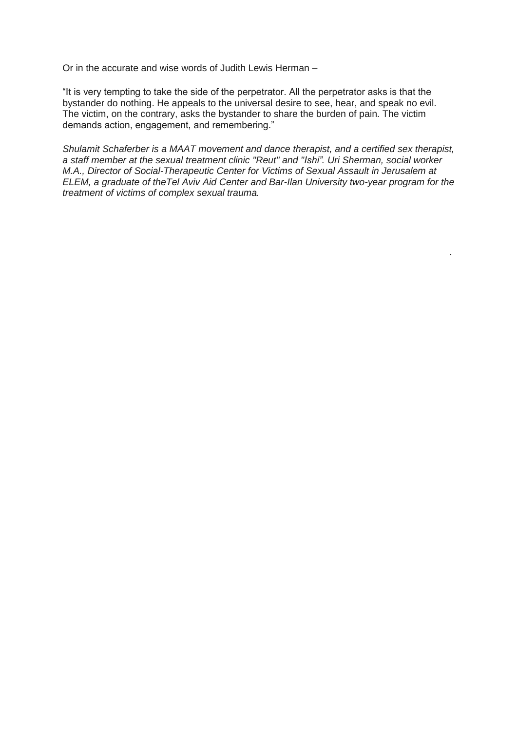Or in the accurate and wise words of Judith Lewis Herman –

"It is very tempting to take the side of the perpetrator. All the perpetrator asks is that the bystander do nothing. He appeals to the universal desire to see, hear, and speak no evil. The victim, on the contrary, asks the bystander to share the burden of pain. The victim demands action, engagement, and remembering."

*Shulamit Schaferber is a MAAT movement and dance therapist, and a certified sex therapist, a staff member at the sexual treatment clinic "Reut" and "Ishi". Uri Sherman, social worker M.A., Director of Social-Therapeutic Center for Victims of Sexual Assault in Jerusalem at ELEM, a graduate of theTel Aviv Aid Center and Bar-Ilan University two-year program for the treatment of victims of complex sexual trauma.*